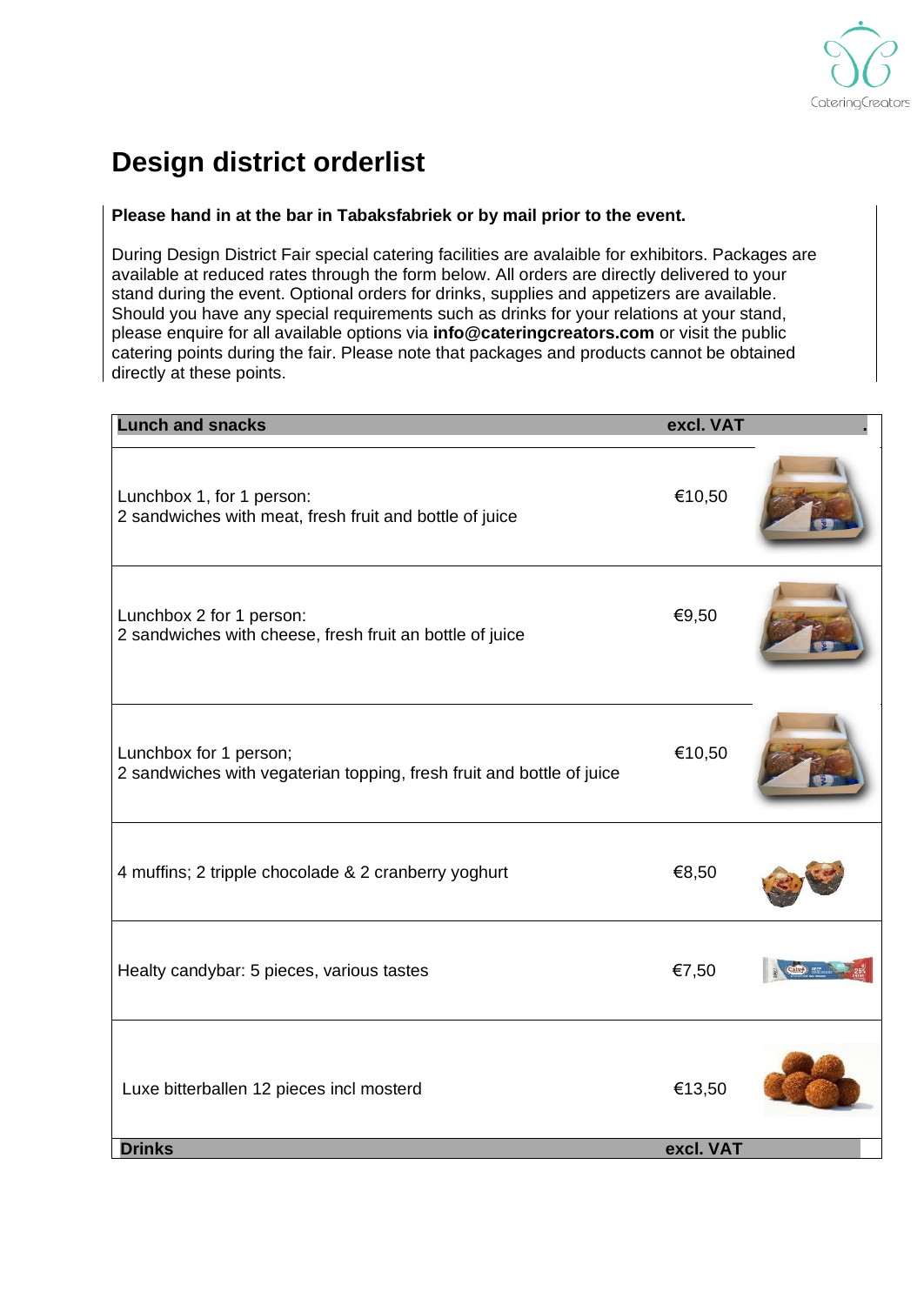# Design district orderlist

**Please hand in at the bar in Tabaksfabriek or by mail prior to the event.**

During Design District Fair special catering facilities are avalaible for exhibitors. Packages are available at reduced rates through the form below. All orders are directly delivered to your stand during the event. Optional orders for drinks, supplies and appetizers are available. Should you have any special requirements such as drinks for your relations at your stand, please enquire for all available options via **info@cateringcreators.com** or visit the public catering points during the fair. Please note that packages and products cannot be obtained directly at these points.

| Lunch and snacks | excl. VAT | . |
|---|---|---|
| Lunchbox 1, for 1 person:<br>2 sandwiches with meat, fresh fruit and bottle of juice | €10,50 | |
| Lunchbox 2 for 1 person:<br>2 sandwiches with cheese, fresh fruit an bottle of juice | €9,50 | |
| Lunchbox for 1 person;<br>2 sandwiches with vegaterian topping, fresh fruit and bottle of juice | €10,50 | |
| 4 muffins; 2 tripple chocolade & 2 cranberry yoghurt | €8,50 | |
| Healty candybar: 5 pieces, various tastes | €7,50 | |
| Luxe bitterballen 12 pieces incl mosterd | €13,50 | |

| Drinks | excl. VAT |
|---|---|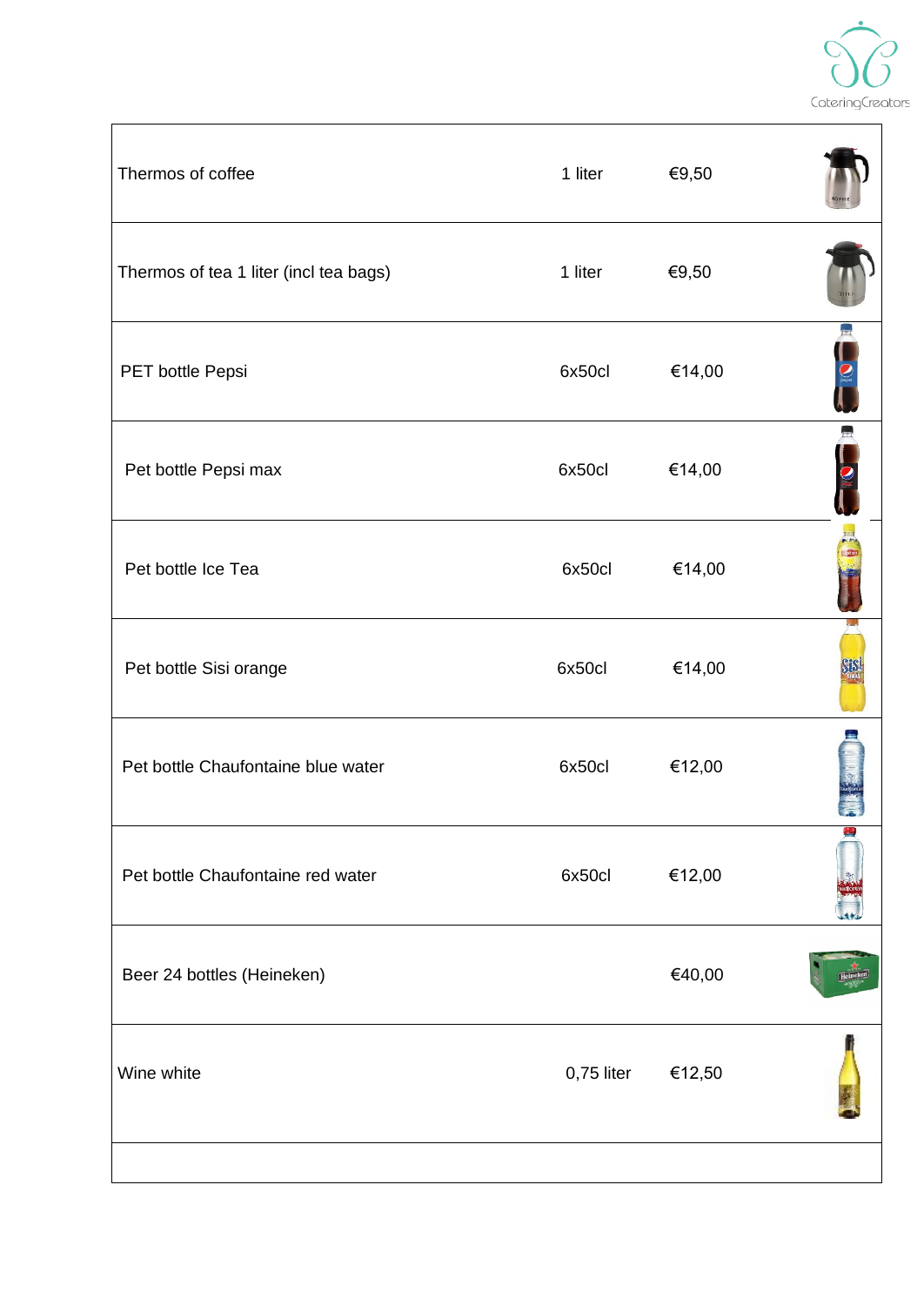| | | | |
|---|---|---|---|
| Thermos of coffee | 1 liter | €9,50 | |
| Thermos of tea 1 liter (incl tea bags) | 1 liter | €9,50 | |
| PET bottle Pepsi | 6x50cl | €14,00 | |
| Pet bottle Pepsi max | 6x50cl | €14,00 | |
| Pet bottle Ice Tea | 6x50cl | €14,00 | |
| Pet bottle Sisi orange | 6x50cl | €14,00 | |
| Pet bottle Chaufontaine blue water | 6x50cl | €12,00 | |
| Pet bottle Chaufontaine red water | 6x50cl | €12,00 | |
| Beer 24 bottles (Heineken) | | €40,00 | |
| Wine white | 0,75 liter | €12,50 | |
| | | | |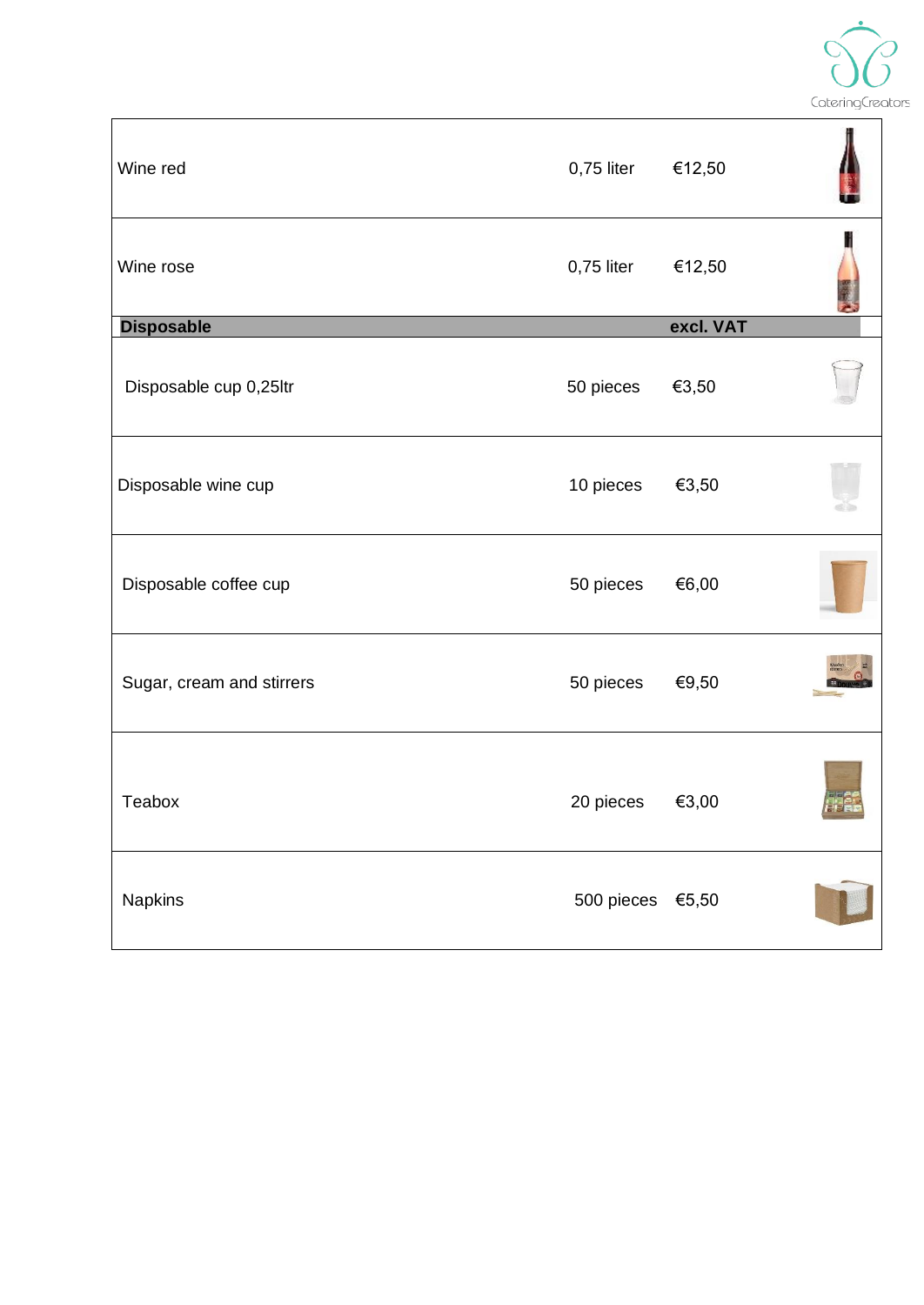| | | | |
|---|---|---|---|
| Wine red | 0,75 liter | €12,50 | |
| Wine rose | 0,75 liter | €12,50 | |
| **Disposable** | | **excl. VAT** | |
| Disposable cup 0,25ltr | 50 pieces | €3,50 | |
| Disposable wine cup | 10 pieces | €3,50 | |
| Disposable coffee cup | 50 pieces | €6,00 | |
| Sugar, cream and stirrers | 50 pieces | €9,50 | |
| Teabox | 20 pieces | €3,00 | |
| Napkins | 500 pieces | €5,50 | |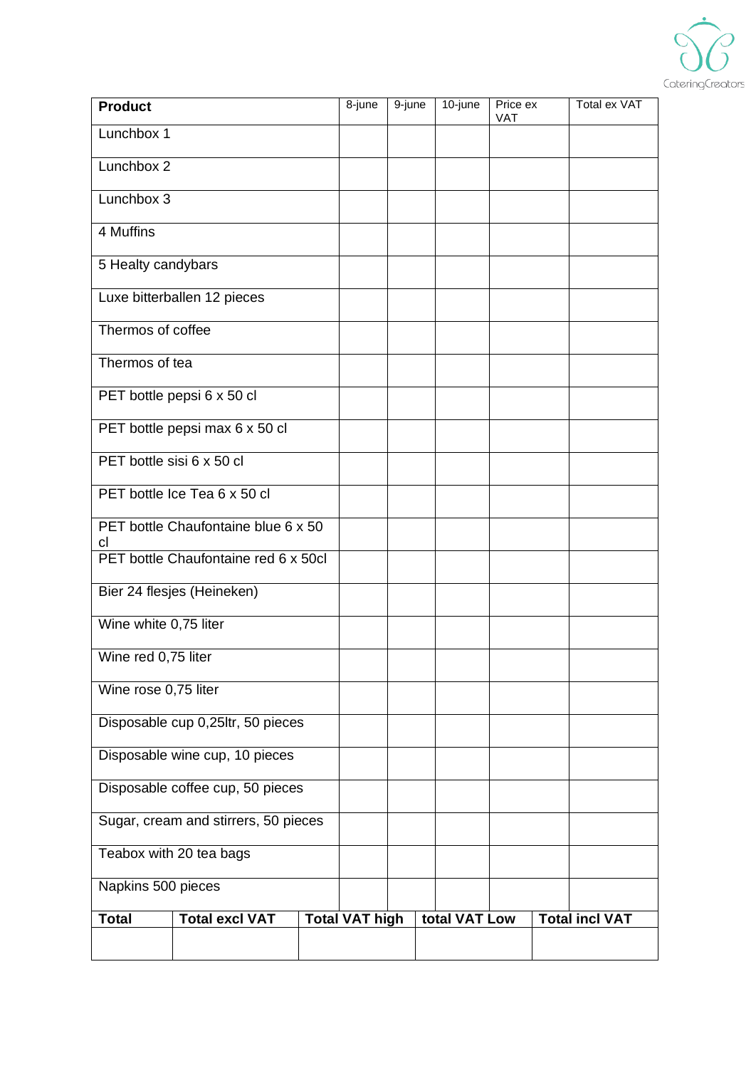| Product | 8-june | 9-june | 10-june | Price ex VAT | Total ex VAT |
|---|---|---|---|---|---|
| Lunchbox 1 | | | | | |
| Lunchbox 2 | | | | | |
| Lunchbox 3 | | | | | |
| 4 Muffins | | | | | |
| 5 Healty candybars | | | | | |
| Luxe bitterballen 12 pieces | | | | | |
| Thermos of coffee | | | | | |
| Thermos of tea | | | | | |
| PET bottle pepsi 6 x 50 cl | | | | | |
| PET bottle pepsi max 6 x 50 cl | | | | | |
| PET bottle sisi 6 x 50 cl | | | | | |
| PET bottle Ice Tea 6 x 50 cl | | | | | |
| PET bottle Chaufontaine blue 6 x 50 cl | | | | | |
| PET bottle Chaufontaine red 6 x 50cl | | | | | |
| Bier 24 flesjes (Heineken) | | | | | |
| Wine white 0,75 liter | | | | | |
| Wine red 0,75 liter | | | | | |
| Wine rose 0,75 liter | | | | | |
| Disposable cup 0,25ltr, 50 pieces | | | | | |
| Disposable wine cup, 10 pieces | | | | | |
| Disposable coffee cup, 50 pieces | | | | | |
| Sugar, cream and stirrers, 50 pieces | | | | | |
| Teabox with 20 tea bags | | | | | |
| Napkins 500 pieces | | | | | |

| Total | Total excl VAT | Total VAT high | total VAT Low | Total incl VAT |
|---|---|---|---|---|
| | | | | |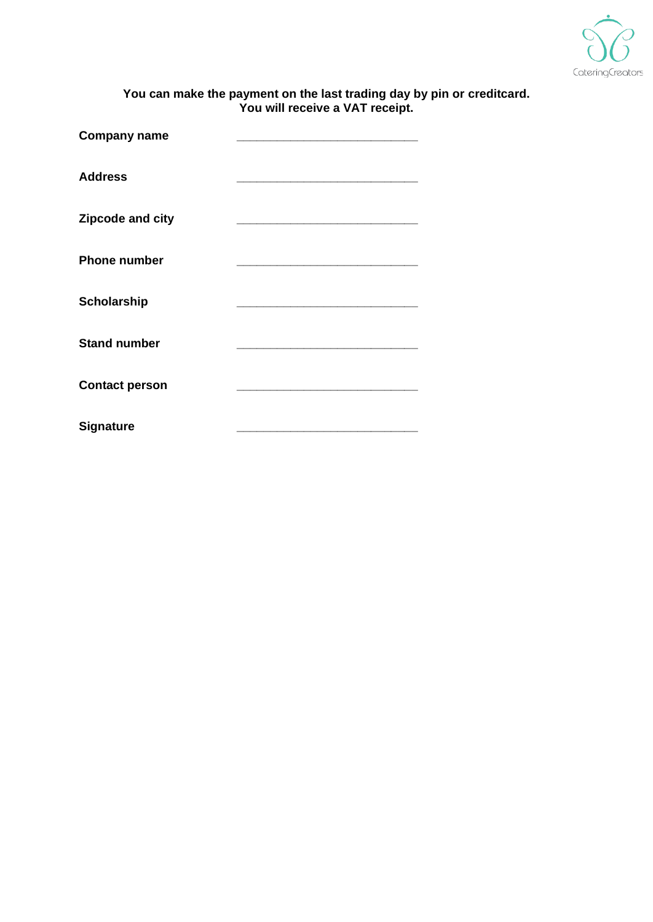**You can make the payment on the last trading day by pin or creditcard.**
**You will receive a VAT receipt.**

**Company name** ____________________________

**Address** ____________________________

**Zipcode and city** ____________________________

**Phone number** ____________________________

**Scholarship** ____________________________

**Stand number** ____________________________

**Contact person** ____________________________

**Signature** ____________________________